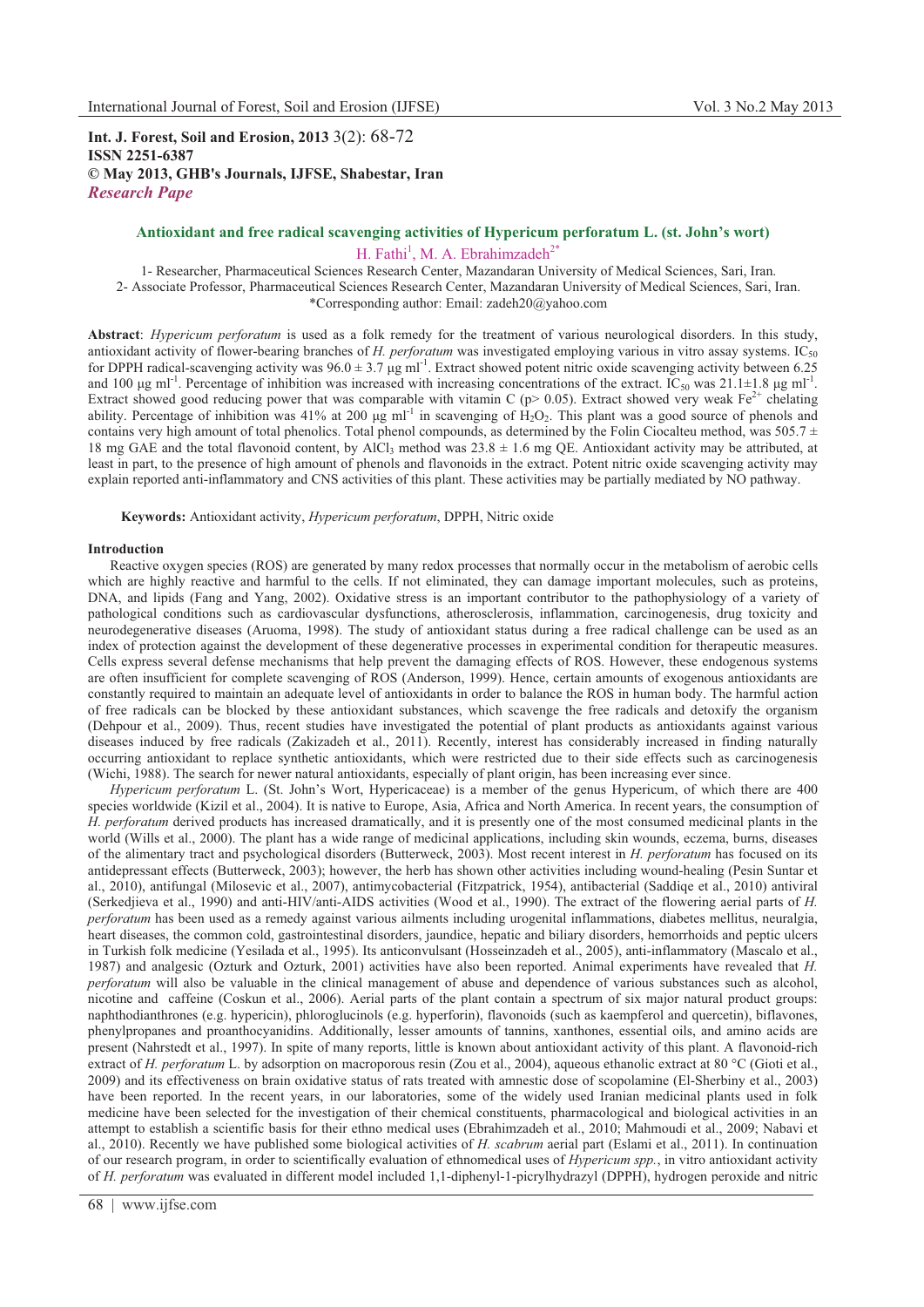**Int. J. Forest, Soil and Erosion, 2013** 3(2): 68-72
**ISSN 2251-6387**
**© May 2013, GHB's Journals, IJFSE, Shabestar, Iran**
***Research Pape***

## Antioxidant and free radical scavenging activities of Hypericum perforatum L. (st. John's wort)

H. Fathi[1], M. A. Ebrahimzadeh[2*]

1- Researcher, Pharmaceutical Sciences Research Center, Mazandaran University of Medical Sciences, Sari, Iran.
2- Associate Professor, Pharmaceutical Sciences Research Center, Mazandaran University of Medical Sciences, Sari, Iran.
*Corresponding author: Email: zadeh20@yahoo.com

**Abstract**: *Hypericum perforatum* is used as a folk remedy for the treatment of various neurological disorders. In this study, antioxidant activity of flower-bearing branches of *H. perforatum* was investigated employing various in vitro assay systems. $IC_{50}$ for DPPH radical-scavenging activity was $96.0 \pm 3.7$ μg $ml^{-1}$. Extract showed potent nitric oxide scavenging activity between 6.25 and 100 μg $ml^{-1}$. Percentage of inhibition was increased with increasing concentrations of the extract. $IC_{50}$ was $21.1 \pm 1.8$ μg $ml^{-1}$. Extract showed good reducing power that was comparable with vitamin C ($p > 0.05$). Extract showed very weak $Fe^{2+}$ chelating ability. Percentage of inhibition was 41% at 200 μg $ml^{-1}$ in scavenging of $H_2O_2$. This plant was a good source of phenols and contains very high amount of total phenolics. Total phenol compounds, as determined by the Folin Ciocalteu method, was $505.7 \pm 18$ mg GAE and the total flavonoid content, by $AlCl_3$ method was $23.8 \pm 1.6$ mg QE. Antioxidant activity may be attributed, at least in part, to the presence of high amount of phenols and flavonoids in the extract. Potent nitric oxide scavenging activity may explain reported anti-inflammatory and CNS activities of this plant. These activities may be partially mediated by NO pathway.

**Keywords:** Antioxidant activity, *Hypericum perforatum*, DPPH, Nitric oxide

### Introduction

Reactive oxygen species (ROS) are generated by many redox processes that normally occur in the metabolism of aerobic cells which are highly reactive and harmful to the cells. If not eliminated, they can damage important molecules, such as proteins, DNA, and lipids (Fang and Yang, 2002). Oxidative stress is an important contributor to the pathophysiology of a variety of pathological conditions such as cardiovascular dysfunctions, atherosclerosis, inflammation, carcinogenesis, drug toxicity and neurodegenerative diseases (Aruoma, 1998). The study of antioxidant status during a free radical challenge can be used as an index of protection against the development of these degenerative processes in experimental condition for therapeutic measures. Cells express several defense mechanisms that help prevent the damaging effects of ROS. However, these endogenous systems are often insufficient for complete scavenging of ROS (Anderson, 1999). Hence, certain amounts of exogenous antioxidants are constantly required to maintain an adequate level of antioxidants in order to balance the ROS in human body. The harmful action of free radicals can be blocked by these antioxidant substances, which scavenge the free radicals and detoxify the organism (Dehpour et al., 2009). Thus, recent studies have investigated the potential of plant products as antioxidants against various diseases induced by free radicals (Zakizadeh et al., 2011). Recently, interest has considerably increased in finding naturally occurring antioxidant to replace synthetic antioxidants, which were restricted due to their side effects such as carcinogenesis (Wichi, 1988). The search for newer natural antioxidants, especially of plant origin, has been increasing ever since.

*Hypericum perforatum* L. (St. John's Wort, Hypericaceae) is a member of the genus Hypericum, of which there are 400 species worldwide (Kizil et al., 2004). It is native to Europe, Asia, Africa and North America. In recent years, the consumption of *H. perforatum* derived products has increased dramatically, and it is presently one of the most consumed medicinal plants in the world (Wills et al., 2000). The plant has a wide range of medicinal applications, including skin wounds, eczema, burns, diseases of the alimentary tract and psychological disorders (Butterweck, 2003). Most recent interest in *H. perforatum* has focused on its antidepressant effects (Butterweck, 2003); however, the herb has shown other activities including wound-healing (Pesin Suntar et al., 2010), antifungal (Milosevic et al., 2007), antimycobacterial (Fitzpatrick, 1954), antibacterial (Saddiqe et al., 2010) antiviral (Serkedjieva et al., 1990) and anti-HIV/anti-AIDS activities (Wood et al., 1990). The extract of the flowering aerial parts of *H. perforatum* has been used as a remedy against various ailments including urogenital inflammations, diabetes mellitus, neuralgia, heart diseases, the common cold, gastrointestinal disorders, jaundice, hepatic and biliary disorders, hemorrhoids and peptic ulcers in Turkish folk medicine (Yesilada et al., 1995). Its anticonvulsant (Hosseinzadeh et al., 2005), anti-inflammatory (Mascalo et al., 1987) and analgesic (Ozturk and Ozturk, 2001) activities have also been reported. Animal experiments have revealed that *H. perforatum* will also be valuable in the clinical management of abuse and dependence of various substances such as alcohol, nicotine and caffeine (Coskun et al., 2006). Aerial parts of the plant contain a spectrum of six major natural product groups: naphthodianthrones (e.g. hypericin), phloroglucinols (e.g. hyperforin), flavonoids (such as kaempferol and quercetin), biflavones, phenylpropanes and proanthocyanidins. Additionally, lesser amounts of tannins, xanthones, essential oils, and amino acids are present (Nahrstedt et al., 1997). In spite of many reports, little is known about antioxidant activity of this plant. A flavonoid-rich extract of *H. perforatum* L. by adsorption on macroporous resin (Zou et al., 2004), aqueous ethanolic extract at 80 °C (Gioti et al., 2009) and its effectiveness on brain oxidative status of rats treated with amnestic dose of scopolamine (El-Sherbiny et al., 2003) have been reported. In the recent years, in our laboratories, some of the widely used Iranian medicinal plants used in folk medicine have been selected for the investigation of their chemical constituents, pharmacological and biological activities in an attempt to establish a scientific basis for their ethno medical uses (Ebrahimzadeh et al., 2010; Mahmoudi et al., 2009; Nabavi et al., 2010). Recently we have published some biological activities of *H. scabrum* aerial part (Eslami et al., 2011). In continuation of our research program, in order to scientifically evaluation of ethnomedical uses of *Hypericum spp.*, in vitro antioxidant activity of *H. perforatum* was evaluated in different model included 1,1-diphenyl-1-picrylhydrazyl (DPPH), hydrogen peroxide and nitric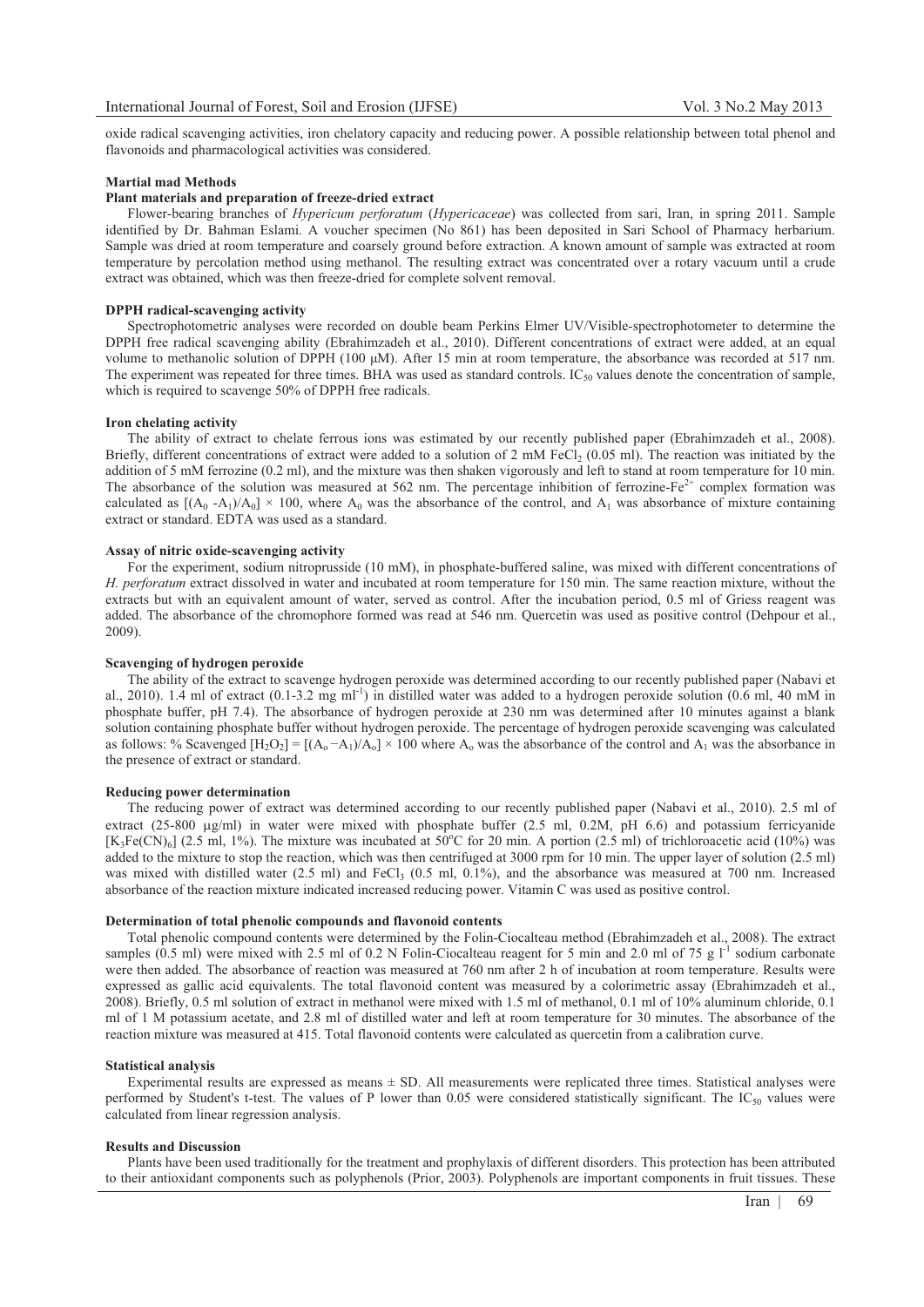oxide radical scavenging activities, iron chelatory capacity and reducing power. A possible relationship between total phenol and flavonoids and pharmacological activities was considered.

## Martial mad Methods

### Plant materials and preparation of freeze-dried extract

Flower-bearing branches of *Hypericum perforatum* (*Hypericaceae*) was collected from sari, Iran, in spring 2011. Sample identified by Dr. Bahman Eslami. A voucher specimen (No 861) has been deposited in Sari School of Pharmacy herbarium. Sample was dried at room temperature and coarsely ground before extraction. A known amount of sample was extracted at room temperature by percolation method using methanol. The resulting extract was concentrated over a rotary vacuum until a crude extract was obtained, which was then freeze-dried for complete solvent removal.

### DPPH radical-scavenging activity

Spectrophotometric analyses were recorded on double beam Perkins Elmer UV/Visible-spectrophotometer to determine the DPPH free radical scavenging ability (Ebrahimzadeh et al., 2010). Different concentrations of extract were added, at an equal volume to methanolic solution of DPPH (100 μM). After 15 min at room temperature, the absorbance was recorded at 517 nm. The experiment was repeated for three times. BHA was used as standard controls. $IC_{50}$ values denote the concentration of sample, which is required to scavenge 50% of DPPH free radicals.

### Iron chelating activity

The ability of extract to chelate ferrous ions was estimated by our recently published paper (Ebrahimzadeh et al., 2008). Briefly, different concentrations of extract were added to a solution of 2 mM $FeCl_2$ (0.05 ml). The reaction was initiated by the addition of 5 mM ferrozine (0.2 ml), and the mixture was then shaken vigorously and left to stand at room temperature for 10 min. The absorbance of the solution was measured at 562 nm. The percentage inhibition of ferrozine-$Fe^{2+}$ complex formation was calculated as $[(A_0 - A_1)/A_0] \times 100$, where $A_0$ was the absorbance of the control, and $A_1$ was absorbance of mixture containing extract or standard. EDTA was used as a standard.

### Assay of nitric oxide-scavenging activity

For the experiment, sodium nitroprusside (10 mM), in phosphate-buffered saline, was mixed with different concentrations of *H. perforatum* extract dissolved in water and incubated at room temperature for 150 min. The same reaction mixture, without the extracts but with an equivalent amount of water, served as control. After the incubation period, 0.5 ml of Griess reagent was added. The absorbance of the chromophore formed was read at 546 nm. Quercetin was used as positive control (Dehpour et al., 2009).

### Scavenging of hydrogen peroxide

The ability of the extract to scavenge hydrogen peroxide was determined according to our recently published paper (Nabavi et al., 2010). 1.4 ml of extract (0.1-3.2 mg $ml^{-1}$) in distilled water was added to a hydrogen peroxide solution (0.6 ml, 40 mM in phosphate buffer, pH 7.4). The absorbance of hydrogen peroxide at 230 nm was determined after 10 minutes against a blank solution containing phosphate buffer without hydrogen peroxide. The percentage of hydrogen peroxide scavenging was calculated as follows: % Scavenged $[H_2O_2] = [(A_o - A_1)/A_o] \times 100$ where $A_o$ was the absorbance of the control and $A_1$ was the absorbance in the presence of extract or standard.

### Reducing power determination

The reducing power of extract was determined according to our recently published paper (Nabavi et al., 2010). 2.5 ml of extract (25-800 μg/ml) in water were mixed with phosphate buffer (2.5 ml, 0.2M, pH 6.6) and potassium ferricyanide $[K_3Fe(CN)_6]$ (2.5 ml, 1%). The mixture was incubated at 50°C for 20 min. A portion (2.5 ml) of trichloroacetic acid (10%) was added to the mixture to stop the reaction, which was then centrifuged at 3000 rpm for 10 min. The upper layer of solution (2.5 ml) was mixed with distilled water (2.5 ml) and $FeCl_3$ (0.5 ml, 0.1%), and the absorbance was measured at 700 nm. Increased absorbance of the reaction mixture indicated increased reducing power. Vitamin C was used as positive control.

### Determination of total phenolic compounds and flavonoid contents

Total phenolic compound contents were determined by the Folin-Ciocalteau method (Ebrahimzadeh et al., 2008). The extract samples (0.5 ml) were mixed with 2.5 ml of 0.2 N Folin-Ciocalteau reagent for 5 min and 2.0 ml of 75 g $l^{-1}$ sodium carbonate were then added. The absorbance of reaction was measured at 760 nm after 2 h of incubation at room temperature. Results were expressed as gallic acid equivalents. The total flavonoid content was measured by a colorimetric assay (Ebrahimzadeh et al., 2008). Briefly, 0.5 ml solution of extract in methanol were mixed with 1.5 ml of methanol, 0.1 ml of 10% aluminum chloride, 0.1 ml of 1 M potassium acetate, and 2.8 ml of distilled water and left at room temperature for 30 minutes. The absorbance of the reaction mixture was measured at 415. Total flavonoid contents were calculated as quercetin from a calibration curve.

### Statistical analysis

Experimental results are expressed as means ± SD. All measurements were replicated three times. Statistical analyses were performed by Student's t-test. The values of P lower than 0.05 were considered statistically significant. The $IC_{50}$ values were calculated from linear regression analysis.

## Results and Discussion

Plants have been used traditionally for the treatment and prophylaxis of different disorders. This protection has been attributed to their antioxidant components such as polyphenols (Prior, 2003). Polyphenols are important components in fruit tissues. These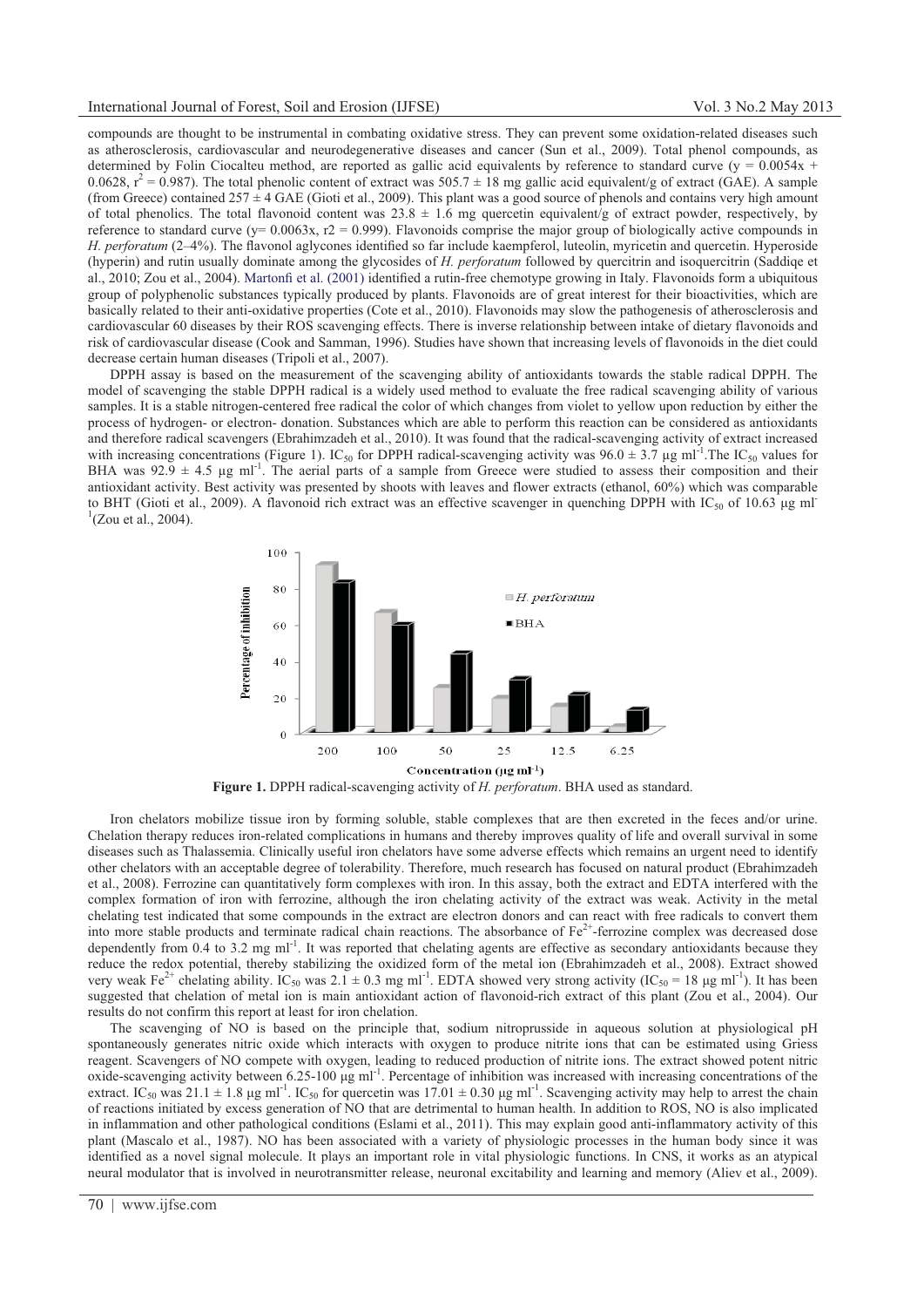compounds are thought to be instrumental in combating oxidative stress. They can prevent some oxidation-related diseases such as atherosclerosis, cardiovascular and neurodegenerative diseases and cancer (Sun et al., 2009). Total phenol compounds, as determined by Folin Ciocalteu method, are reported as gallic acid equivalents by reference to standard curve ($y = 0.0054x + 0.0628$, $r^2 = 0.987$). The total phenolic content of extract was $505.7 \pm 18$ mg gallic acid equivalent/g of extract (GAE). A sample (from Greece) contained $257 \pm 4$ GAE (Gioti et al., 2009). This plant was a good source of phenols and contains very high amount of total phenolics. The total flavonoid content was $23.8 \pm 1.6$ mg quercetin equivalent/g of extract powder, respectively, by reference to standard curve ($y= 0.0063x$, $r2 = 0.999$). Flavonoids comprise the major group of biologically active compounds in *H. perforatum* (2–4%). The flavonol aglycones identified so far include kaempferol, luteolin, myricetin and quercetin. Hyperoside (hyperin) and rutin usually dominate among the glycosides of *H. perforatum* followed by quercitrin and isoquercitrin (Saddiqe et al., 2010; Zou et al., 2004). Martonfi et al. (2001) identified a rutin-free chemotype growing in Italy. Flavonoids form a ubiquitous group of polyphenolic substances typically produced by plants. Flavonoids are of great interest for their bioactivities, which are basically related to their anti-oxidative properties (Cote et al., 2010). Flavonoids may slow the pathogenesis of atherosclerosis and cardiovascular 60 diseases by their ROS scavenging effects. There is inverse relationship between intake of dietary flavonoids and risk of cardiovascular disease (Cook and Samman, 1996). Studies have shown that increasing levels of flavonoids in the diet could decrease certain human diseases (Tripoli et al., 2007).

DPPH assay is based on the measurement of the scavenging ability of antioxidants towards the stable radical DPPH. The model of scavenging the stable DPPH radical is a widely used method to evaluate the free radical scavenging ability of various samples. It is a stable nitrogen-centered free radical the color of which changes from violet to yellow upon reduction by either the process of hydrogen- or electron- donation. Substances which are able to perform this reaction can be considered as antioxidants and therefore radical scavengers (Ebrahimzadeh et al., 2010). It was found that the radical-scavenging activity of extract increased with increasing concentrations (Figure 1). $IC_{50}$ for DPPH radical-scavenging activity was $96.0 \pm 3.7$ μg ml$^{-1}$.The $IC_{50}$ values for BHA was $92.9 \pm 4.5$ μg ml$^{-1}$. The aerial parts of a sample from Greece were studied to assess their composition and their antioxidant activity. Best activity was presented by shoots with leaves and flower extracts (ethanol, 60%) which was comparable to BHT (Gioti et al., 2009). A flavonoid rich extract was an effective scavenger in quenching DPPH with $IC_{50}$ of 10.63 μg ml$^{-1}$(Zou et al., 2004).

**Figure 1.** DPPH radical-scavenging activity of *H. perforatum*. BHA used as standard.

Iron chelators mobilize tissue iron by forming soluble, stable complexes that are then excreted in the feces and/or urine. Chelation therapy reduces iron-related complications in humans and thereby improves quality of life and overall survival in some diseases such as Thalassemia. Clinically useful iron chelators have some adverse effects which remains an urgent need to identify other chelators with an acceptable degree of tolerability. Therefore, much research has focused on natural product (Ebrahimzadeh et al., 2008). Ferrozine can quantitatively form complexes with iron. In this assay, both the extract and EDTA interfered with the complex formation of iron with ferrozine, although the iron chelating activity of the extract was weak. Activity in the metal chelating test indicated that some compounds in the extract are electron donors and can react with free radicals to convert them into more stable products and terminate radical chain reactions. The absorbance of $Fe^{2+}$-ferrozine complex was decreased dose dependently from 0.4 to 3.2 mg ml$^{-1}$. It was reported that chelating agents are effective as secondary antioxidants because they reduce the redox potential, thereby stabilizing the oxidized form of the metal ion (Ebrahimzadeh et al., 2008). Extract showed very weak $Fe^{2+}$ chelating ability. $IC_{50}$ was $2.1 \pm 0.3$ mg ml$^{-1}$. EDTA showed very strong activity ($IC_{50}$ = 18 μg ml$^{-1}$). It has been suggested that chelation of metal ion is main antioxidant action of flavonoid-rich extract of this plant (Zou et al., 2004). Our results do not confirm this report at least for iron chelation.

The scavenging of NO is based on the principle that, sodium nitroprusside in aqueous solution at physiological pH spontaneously generates nitric oxide which interacts with oxygen to produce nitrite ions that can be estimated using Griess reagent. Scavengers of NO compete with oxygen, leading to reduced production of nitrite ions. The extract showed potent nitric oxide-scavenging activity between 6.25-100 μg ml$^{-1}$. Percentage of inhibition was increased with increasing concentrations of the extract. $IC_{50}$ was $21.1 \pm 1.8$ μg ml$^{-1}$. $IC_{50}$ for quercetin was $17.01 \pm 0.30$ μg ml$^{-1}$. Scavenging activity may help to arrest the chain of reactions initiated by excess generation of NO that are detrimental to human health. In addition to ROS, NO is also implicated in inflammation and other pathological conditions (Eslami et al., 2011). This may explain good anti-inflammatory activity of this plant (Mascalo et al., 1987). NO has been associated with a variety of physiologic processes in the human body since it was identified as a novel signal molecule. It plays an important role in vital physiologic functions. In CNS, it works as an atypical neural modulator that is involved in neurotransmitter release, neuronal excitability and learning and memory (Aliev et al., 2009).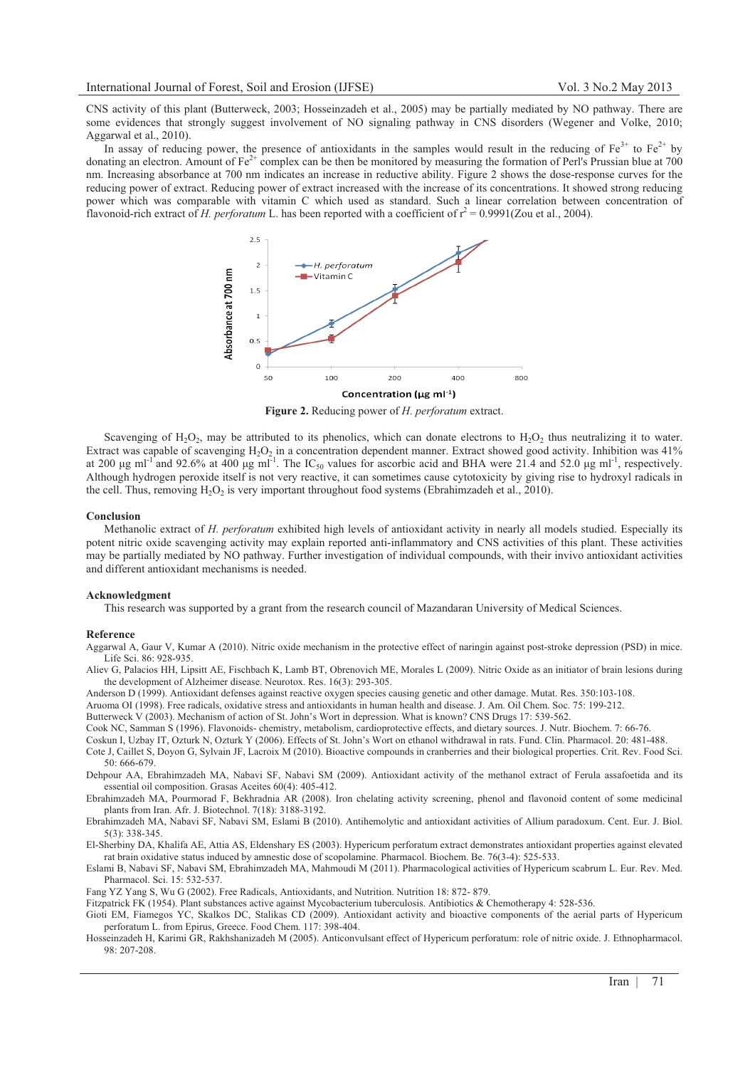CNS activity of this plant (Butterweck, 2003; Hosseinzadeh et al., 2005) may be partially mediated by NO pathway. There are some evidences that strongly suggest involvement of NO signaling pathway in CNS disorders (Wegener and Volke, 2010; Aggarwal et al., 2010).

In assay of reducing power, the presence of antioxidants in the samples would result in the reducing of $Fe^{3+}$ to $Fe^{2+}$ by donating an electron. Amount of $Fe^{2+}$ complex can be then be monitored by measuring the formation of Perl's Prussian blue at 700 nm. Increasing absorbance at 700 nm indicates an increase in reductive ability. Figure 2 shows the dose-response curves for the reducing power of extract. Reducing power of extract increased with the increase of its concentrations. It showed strong reducing power which was comparable with vitamin C which used as standard. Such a linear correlation between concentration of flavonoid-rich extract of *H. perforatum* L. has been reported with a coefficient of $r^2 = 0.9991$(Zou et al., 2004).

**Figure 2.** Reducing power of *H. perforatum* extract.

Scavenging of $H_2O_2$, may be attributed to its phenolics, which can donate electrons to $H_2O_2$ thus neutralizing it to water. Extract was capable of scavenging $H_2O_2$ in a concentration dependent manner. Extract showed good activity. Inhibition was 41% at 200 μg $ml^{-1}$ and 92.6% at 400 μg $ml^{-1}$. The $IC_{50}$ values for ascorbic acid and BHA were 21.4 and 52.0 μg $ml^{-1}$, respectively. Although hydrogen peroxide itself is not very reactive, it can sometimes cause cytotoxicity by giving rise to hydroxyl radicals in the cell. Thus, removing $H_2O_2$ is very important throughout food systems (Ebrahimzadeh et al., 2010).

## Conclusion

Methanolic extract of *H. perforatum* exhibited high levels of antioxidant activity in nearly all models studied. Especially its potent nitric oxide scavenging activity may explain reported anti-inflammatory and CNS activities of this plant. These activities may be partially mediated by NO pathway. Further investigation of individual compounds, with their invivo antioxidant activities and different antioxidant mechanisms is needed.

## Acknowledgment

This research was supported by a grant from the research council of Mazandaran University of Medical Sciences.

## Reference

Aggarwal A, Gaur V, Kumar A (2010). Nitric oxide mechanism in the protective effect of naringin against post-stroke depression (PSD) in mice. Life Sci. 86: 928-935.

Aliev G, Palacios HH, Lipsitt AE, Fischbach K, Lamb BT, Obrenovich ME, Morales L (2009). Nitric Oxide as an initiator of brain lesions during the development of Alzheimer disease. Neurotox. Res. 16(3): 293-305.

Anderson D (1999). Antioxidant defenses against reactive oxygen species causing genetic and other damage. Mutat. Res. 350:103-108.

Aruoma OI (1998). Free radicals, oxidative stress and antioxidants in human health and disease. J. Am. Oil Chem. Soc. 75: 199-212.

Butterweck V (2003). Mechanism of action of St. John's Wort in depression. What is known? CNS Drugs 17: 539-562.

Cook NC, Samman S (1996). Flavonoids- chemistry, metabolism, cardioprotective effects, and dietary sources. J. Nutr. Biochem. 7: 66-76.

Coskun I, Uzbay IT, Ozturk N, Ozturk Y (2006). Effects of St. John's Wort on ethanol withdrawal in rats. Fund. Clin. Pharmacol. 20: 481-488.

Cote J, Caillet S, Doyon G, Sylvain JF, Lacroix M (2010). Bioactive compounds in cranberries and their biological properties. Crit. Rev. Food Sci. 50: 666-679.

Dehpour AA, Ebrahimzadeh MA, Nabavi SF, Nabavi SM (2009). Antioxidant activity of the methanol extract of Ferula assafoetida and its essential oil composition. Grasas Aceites 60(4): 405-412.

Ebrahimzadeh MA, Pourmorad F, Bekhradnia AR (2008). Iron chelating activity screening, phenol and flavonoid content of some medicinal plants from Iran. Afr. J. Biotechnol. 7(18): 3188-3192.

Ebrahimzadeh MA, Nabavi SF, Nabavi SM, Eslami B (2010). Antihemolytic and antioxidant activities of Allium paradoxum. Cent. Eur. J. Biol. 5(3): 338-345.

El-Sherbiny DA, Khalifa AE, Attia AS, Eldenshary ES (2003). Hypericum perforatum extract demonstrates antioxidant properties against elevated rat brain oxidative status induced by amnestic dose of scopolamine. Pharmacol. Biochem. Be. 76(3-4): 525-533.

Eslami B, Nabavi SF, Nabavi SM, Ebrahimzadeh MA, Mahmoudi M (2011). Pharmacological activities of Hypericum scabrum L. Eur. Rev. Med. Pharmacol. Sci. 15: 532-537.

Fang YZ Yang S, Wu G (2002). Free Radicals, Antioxidants, and Nutrition. Nutrition 18: 872- 879.

Fitzpatrick FK (1954). Plant substances active against Mycobacterium tuberculosis. Antibiotics & Chemotherapy 4: 528-536.

Gioti EM, Fiamegos YC, Skalkos DC, Stalikas CD (2009). Antioxidant activity and bioactive components of the aerial parts of Hypericum perforatum L. from Epirus, Greece. Food Chem. 117: 398-404.

Hosseinzadeh H, Karimi GR, Rakhshanizadeh M (2005). Anticonvulsant effect of Hypericum perforatum: role of nitric oxide. J. Ethnopharmacol. 98: 207-208.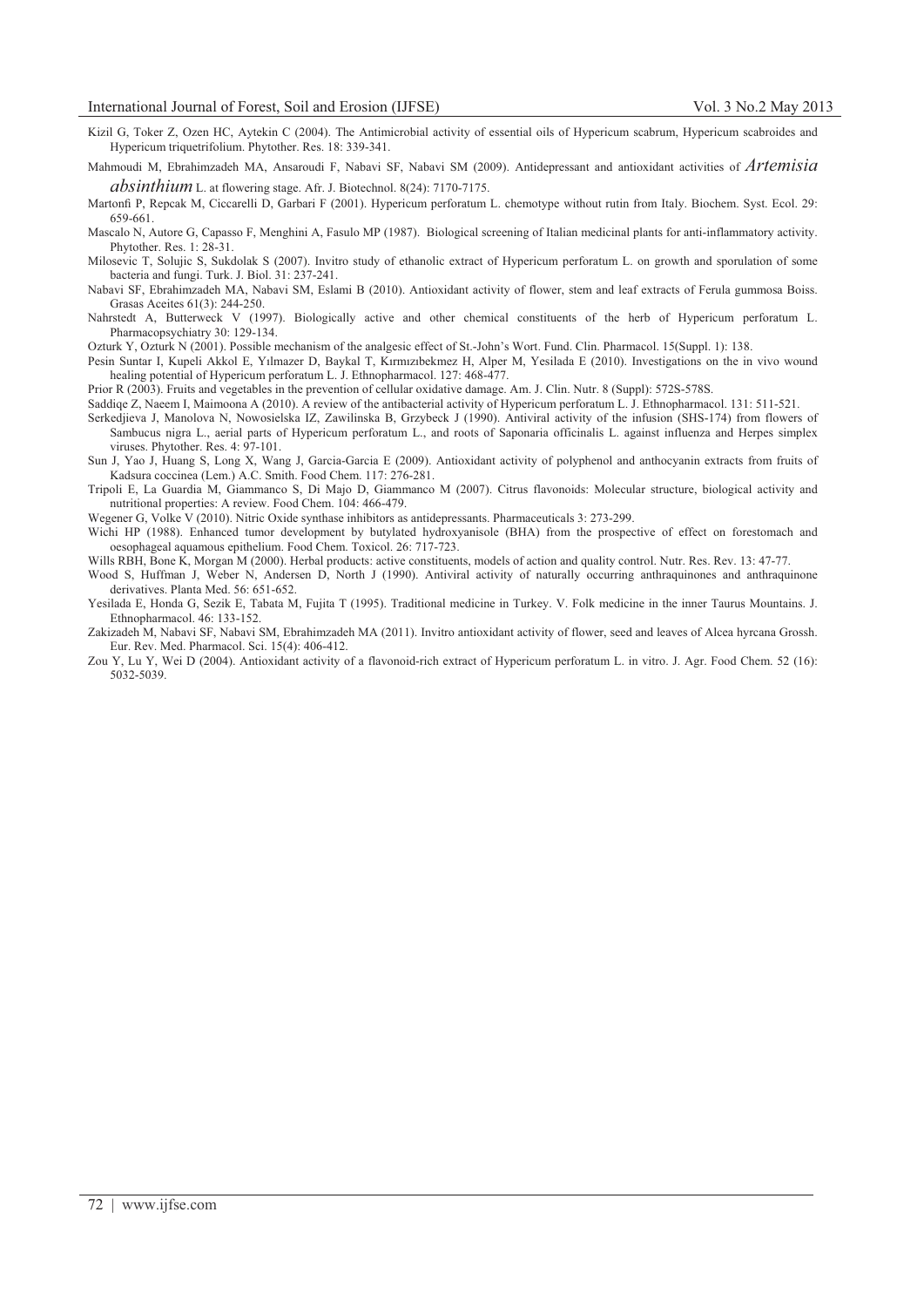Kizil G, Toker Z, Ozen HC, Aytekin C (2004). The antimicrobial activity of essential oils of Hypericum scabrum, Hypericum scabroides and Hypericum triquetrifolium. Phytother. Res. 18: 339-341.

Mahmoudi M, Ebrahimzadeh MA, Ansaroudi F, Nabavi SF, Nabavi SM (2009). Antidepressant and antioxidant activities of *Artemisia absinthium* L. at flowering stage. Afr. J. Biotechnol. 8(24): 7170-7175.

Martonfi P, Repcak M, Ciccarelli D, Garbari F (2001). Hypericum perforatum L. chemotype without rutin from Italy. Biochem. Syst. Ecol. 29: 659-661.

Mascalo N, Autore G, Capasso F, Menghini A, Fasulo MP (1987). Biological screening of Italian medicinal plants for anti-inflammatory activity. Phytother. Res. 1: 28-31.

Milosevic T, Solujic S, Sukdolak S (2007). Invitro study of ethanolic extract of Hypericum perforatum L. on growth and sporulation of some bacteria and fungi. Turk. J. Biol. 31: 237-241.

Nabavi SF, Ebrahimzadeh MA, Nabavi SM, Eslami B (2010). Antioxidant activity of flower, stem and leaf extracts of Ferula gummosa Boiss. Grasas Aceites 61(3): 244-250.

Nahrstedt A, Butterweck V (1997). Biologically active and other chemical constituents of the herb of Hypericum perforatum L. Pharmacopsychiatry 30: 129-134.

Ozturk Y, Ozturk N (2001). Possible mechanism of the analgesic effect of St.-John's Wort. Fund. Clin. Pharmacol. 15(Suppl. 1): 138.

Pesin Suntar I, Kupeli Akkol E, Yılmazer D, Baykal T, Kırmızıbekmez H, Alper M, Yesilada E (2010). Investigations on the in vivo wound healing potential of Hypericum perforatum L. J. Ethnopharmacol. 127: 468-477.

Prior R (2003). Fruits and vegetables in the prevention of cellular oxidative damage. Am. J. Clin. Nutr. 8 (Suppl): 572S-578S.

Saddiqe Z, Naeem I, Maimoona A (2010). A review of the antibacterial activity of Hypericum perforatum L. J. Ethnopharmacol. 131: 511-521.

Serkedjieva J, Manolova N, Nowosielska IZ, Zawilinska B, Grzybeck J (1990). Antiviral activity of the infusion (SHS-174) from flowers of Sambucus nigra L., aerial parts of Hypericum perforatum L., and roots of Saponaria officinalis L. against influenza and Herpes simplex viruses. Phytother. Res. 4: 97-101.

Sun J, Yao J, Huang S, Long X, Wang J, Garcia-Garcia E (2009). Antioxidant activity of polyphenol and anthocyanin extracts from fruits of Kadsura coccinea (Lem.) A.C. Smith. Food Chem. 117: 276-281.

Tripoli E, La Guardia M, Giammanco S, Di Majo D, Giammanco M (2007). Citrus flavonoids: Molecular structure, biological activity and nutritional properties: A review. Food Chem. 104: 466-479.

Wegener G, Volke V (2010). Nitric Oxide synthase inhibitors as antidepressants. Pharmaceuticals 3: 273-299.

Wichi HP (1988). Enhanced tumor development by butylated hydroxyanisole (BHA) from the prospective of effect on forestomach and oesophageal aquamous epithelium. Food Chem. Toxicol. 26: 717-723.

Wills RBH, Bone K, Morgan M (2000). Herbal products: active constituents, models of action and quality control. Nutr. Res. Rev. 13: 47-77.

Wood S, Huffman J, Weber N, Andersen D, North J (1990). Antiviral activity of naturally occurring anthraquinones and anthraquinone derivatives. Planta Med. 56: 651-652.

Yesilada E, Honda G, Sezik E, Tabata M, Fujita T (1995). Traditional medicine in Turkey. V. Folk medicine in the inner Taurus Mountains. J. Ethnopharmacol. 46: 133-152.

Zakizadeh M, Nabavi SF, Nabavi SM, Ebrahimzadeh MA (2011). Invitro antioxidant activity of flower, seed and leaves of Alcea hyrcana Grossh. Eur. Rev. Med. Pharmacol. Sci. 15(4): 406-412.

Zou Y, Lu Y, Wei D (2004). Antioxidant activity of a flavonoid-rich extract of Hypericum perforatum L. in vitro. J. Agr. Food Chem. 52 (16): 5032-5039.